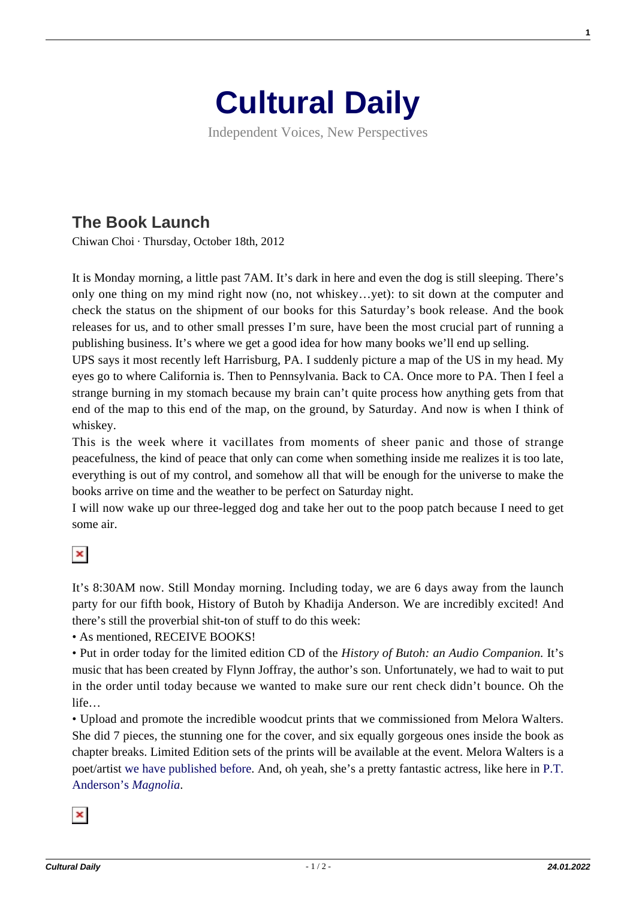# Cultural Daily

Independent Voices, New Perspectives

## The Book Launch

Chiwan Choi · Thursday, October 18th, 2012

It is Monday morning, a little past 7AM. It's dark in here and even the dog is still sleeping. There's only one thing on my mind right now (no, not whiskey…yet): to sit down at the computer and check the status on the shipment of our books for this Saturday's book release. And the book releases for us, and to other small presses I'm sure, have been the most crucial part of running a publishing business. It's where we get a good idea for how many books we'll end up selling.

UPS says it most recently left Harrisburg, PA. I suddenly picture a map of the US in my head. My eyes go to where California is. Then to Pennsylvania. Back to CA. Once more to PA. Then I feel a strange burning in my stomach because my brain can't quite process how anything gets from that end of the map to this end of the map, on the ground, by Saturday. And now is when I think of whiskey.

This is the week where it vacillates from moments of sheer panic and those of strange peacefulness, the kind of peace that only can come when something inside me realizes it is too late, everything is out of my control, and somehow all that will be enough for the universe to make the books arrive on time and the weather to be perfect on Saturday night.

I will now wake up our three-legged dog and take her out to the poop patch because I need to get some air.

It's 8:30AM now. Still Monday morning. Including today, we are 6 days away from the launch party for our fifth book, History of Butoh by Khadija Anderson. We are incredibly excited! And there's still the proverbial shit-ton of stuff to do this week:

- As mentioned, RECEIVE BOOKS!
- Put in order today for the limited edition CD of the *History of Butoh: an Audio Companion.* It's music that has been created by Flynn Joffray, the author's son. Unfortunately, we had to wait to put in the order until today because we wanted to make sure our rent check didn't bounce. Oh the life…
- Upload and promote the incredible woodcut prints that we commissioned from Melora Walters. She did 7 pieces, the stunning one for the cover, and six equally gorgeous ones inside the book as chapter breaks. Limited Edition sets of the prints will be available at the event. Melora Walters is a poet/artist we have published before. And, oh yeah, she's a pretty fantastic actress, like here in P.T. Anderson's *Magnolia*.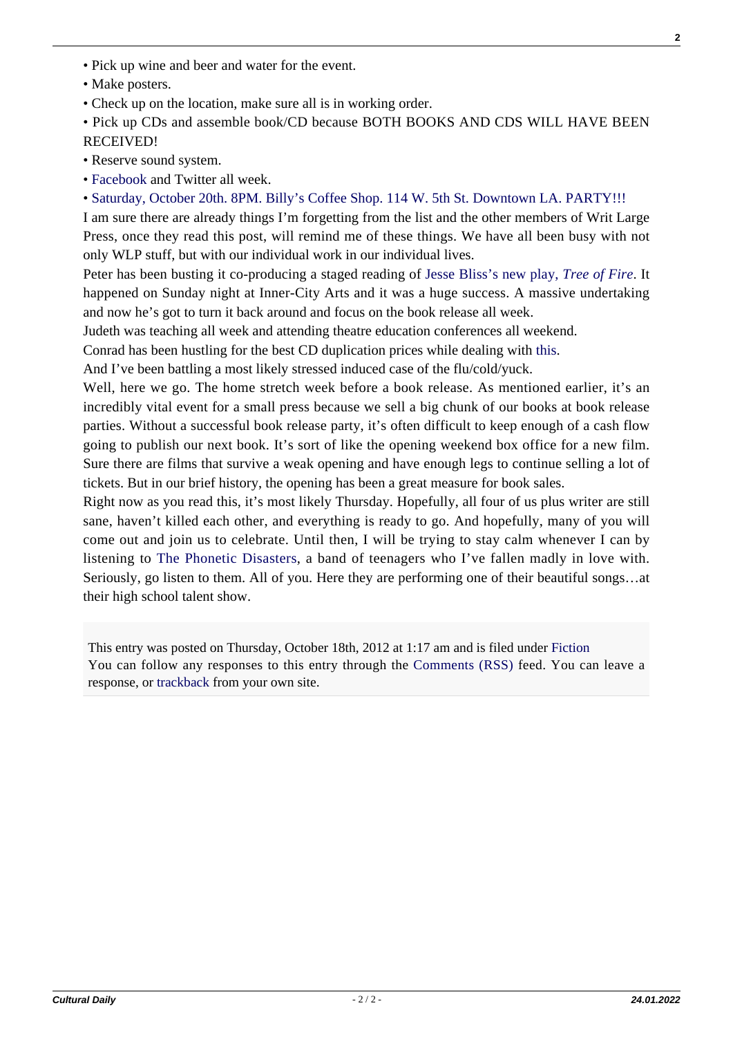- Pick up wine and beer and water for the event.
- Make posters.
- Check up on the location, make sure all is in working order.
- Pick up CDs and assemble book/CD because BOTH BOOKS AND CDS WILL HAVE BEEN RECEIVED!
- Reserve sound system.
- Facebook and Twitter all week.
- Saturday, October 20th. 8PM. Billy's Coffee Shop. 114 W. 5th St. Downtown LA. PARTY!!!

I am sure there are already things I'm forgetting from the list and the other members of Writ Large Press, once they read this post, will remind me of these things. We have all been busy with not only WLP stuff, but with our individual work in our individual lives.

Peter has been busting it co-producing a staged reading of Jesse Bliss's new play, *Tree of Fire*. It happened on Sunday night at Inner-City Arts and it was a huge success. A massive undertaking and now he's got to turn it back around and focus on the book release all week.

Judeth was teaching all week and attending theatre education conferences all weekend.

Conrad has been hustling for the best CD duplication prices while dealing with this.

And I've been battling a most likely stressed induced case of the flu/cold/yuck.

Well, here we go. The home stretch week before a book release. As mentioned earlier, it's an incredibly vital event for a small press because we sell a big chunk of our books at book release parties. Without a successful book release party, it's often difficult to keep enough of a cash flow going to publish our next book. It's sort of like the opening weekend box office for a new film. Sure there are films that survive a weak opening and have enough legs to continue selling a lot of tickets. But in our brief history, the opening has been a great measure for book sales.

Right now as you read this, it's most likely Thursday. Hopefully, all four of us plus writer are still sane, haven't killed each other, and everything is ready to go. And hopefully, many of you will come out and join us to celebrate. Until then, I will be trying to stay calm whenever I can by listening to The Phonetic Disasters, a band of teenagers who I've fallen madly in love with. Seriously, go listen to them. All of you. Here they are performing one of their beautiful songs…at their high school talent show.

This entry was posted on Thursday, October 18th, 2012 at 1:17 am and is filed under Fiction
You can follow any responses to this entry through the Comments (RSS) feed. You can leave a response, or trackback from your own site.